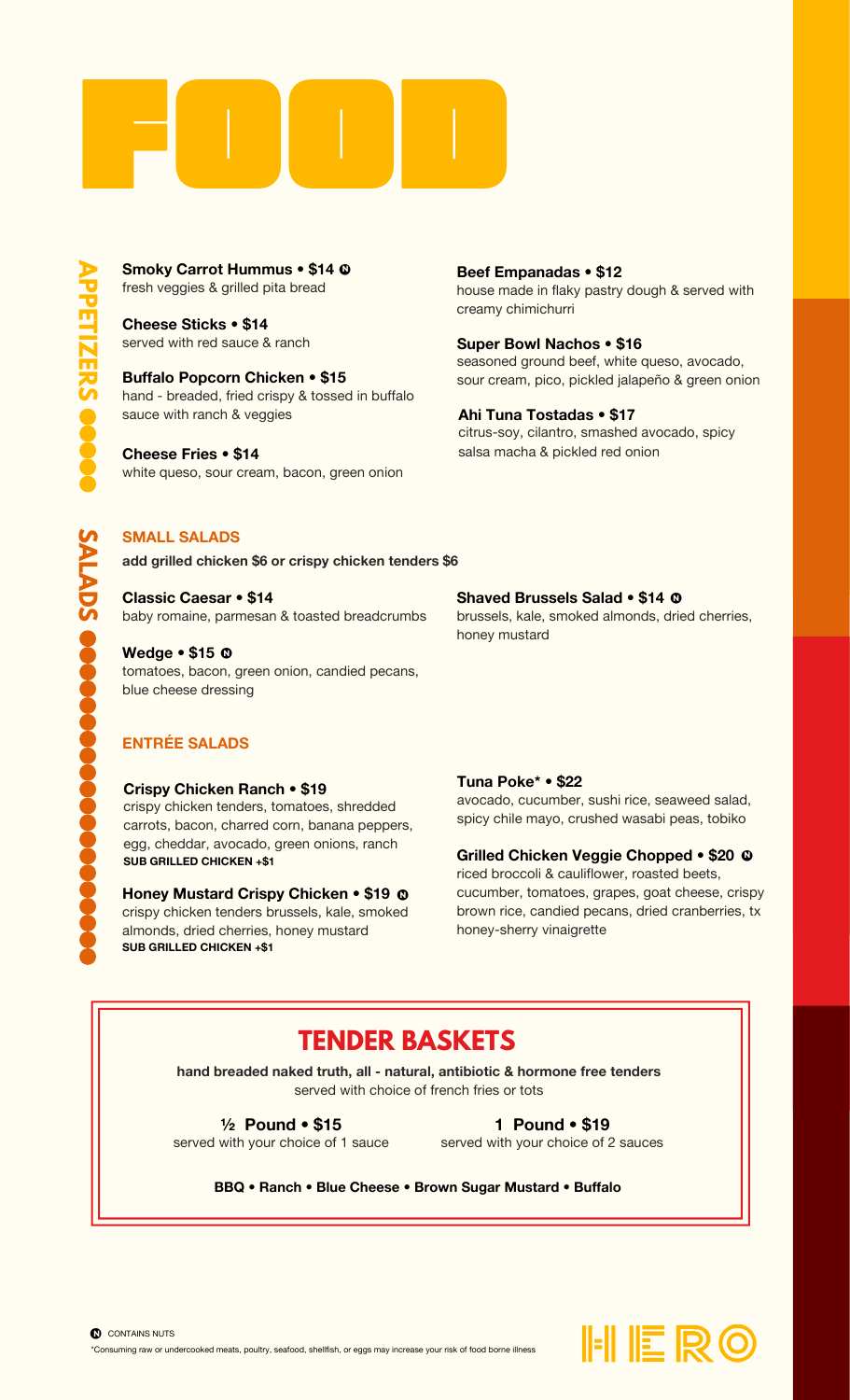# FOOD

## APPETIZERS

**Smoky Carrot Hummus • $14** (N)
fresh veggies & grilled pita bread

**Cheese Sticks • $14**
served with red sauce & ranch

**Buffalo Popcorn Chicken • $15**
hand - breaded, fried crispy & tossed in buffalo sauce with ranch & veggies

**Cheese Fries • $14**
white queso, sour cream, bacon, green onion

**Beef Empanadas • $12**
house made in flaky pastry dough & served with creamy chimichurri

**Super Bowl Nachos • $16**
seasoned ground beef, white queso, avocado, sour cream, pico, pickled jalapeño & green onion

**Ahi Tuna Tostadas • $17**
citrus-soy, cilantro, smashed avocado, spicy salsa macha & pickled red onion

## SALADS

### SMALL SALADS

**add grilled chicken $6 or crispy chicken tenders $6**

**Classic Caesar • $14**
baby romaine, parmesan & toasted breadcrumbs

**Wedge • $15** (N)
tomatoes, bacon, green onion, candied pecans, blue cheese dressing

**Shaved Brussels Salad • $14** (N)
brussels, kale, smoked almonds, dried cherries, honey mustard

### ENTRÉE SALADS

**Crispy Chicken Ranch • $19**
crispy chicken tenders, tomatoes, shredded carrots, bacon, charred corn, banana peppers, egg, cheddar, avocado, green onions, ranch
**SUB GRILLED CHICKEN +$1**

**Honey Mustard Crispy Chicken • $19** (N)
crispy chicken tenders brussels, kale, smoked almonds, dried cherries, honey mustard
**SUB GRILLED CHICKEN +$1**

**Tuna Poke* • $22**
avocado, cucumber, sushi rice, seaweed salad, spicy chile mayo, crushed wasabi peas, tobiko

**Grilled Chicken Veggie Chopped • $20** (N)
riced broccoli & cauliflower, roasted beets, cucumber, tomatoes, grapes, goat cheese, crispy brown rice, candied pecans, dried cranberries, tx honey-sherry vinaigrette

## TENDER BASKETS

**hand breaded naked truth, all - natural, antibiotic & hormone free tenders**
served with choice of french fries or tots

**½ Pound • $15**
served with your choice of 1 sauce

**1 Pound • $19**
served with your choice of 2 sauces

**BBQ • Ranch • Blue Cheese • Brown Sugar Mustard • Buffalo**

(N) CONTAINS NUTS

*Consuming raw or undercooked meats, poultry, seafood, shellfish, or eggs may increase your risk of food borne illness

HERO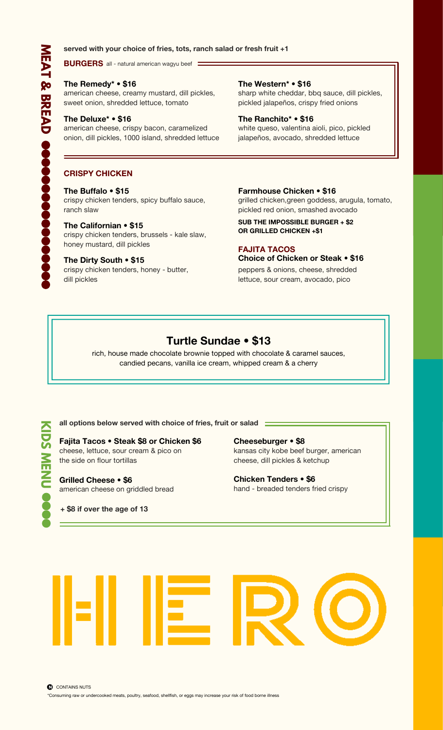# MEAT & BREAD

served with your choice of fries, tots, ranch salad or fresh fruit +1

## BURGERS
all - natural american wagyu beef

**The Remedy* • $16**
american cheese, creamy mustard, dill pickles, sweet onion, shredded lettuce, tomato

**The Deluxe* • $16**
american cheese, crispy bacon, caramelized onion, dill pickles, 1000 island, shredded lettuce

**The Western* • $16**
sharp white cheddar, bbq sauce, dill pickles, pickled jalapeños, crispy fried onions

**The Ranchito* • $16**
white queso, valentina aioli, pico, pickled jalapeños, avocado, shredded lettuce

## CRISPY CHICKEN

**The Buffalo • $15**
crispy chicken tenders, spicy buffalo sauce, ranch slaw

**The Californian • $15**
crispy chicken tenders, brussels - kale slaw, honey mustard, dill pickles

**The Dirty South • $15**
crispy chicken tenders, honey - butter, dill pickles

**Farmhouse Chicken • $16**
grilled chicken,green goddess, arugula, tomato, pickled red onion, smashed avocado

**SUB THE IMPOSSIBLE BURGER + $2 OR GRILLED CHICKEN +$1**

## FAJITA TACOS
**Choice of Chicken or Steak • $16**
peppers & onions, cheese, shredded lettuce, sour cream, avocado, pico

## Turtle Sundae • $13
rich, house made chocolate brownie topped with chocolate & caramel sauces, candied pecans, vanilla ice cream, whipped cream & a cherry

# KIDS MENU

all options below served with choice of fries, fruit or salad

**Fajita Tacos • Steak $8 or Chicken $6**
cheese, lettuce, sour cream & pico on the side on flour tortillas

**Grilled Cheese • $6**
american cheese on griddled bread

**Cheeseburger • $8**
kansas city kobe beef burger, american cheese, dill pickles & ketchup

**Chicken Tenders • $6**
hand - breaded tenders fried crispy

+ $8 if over the age of 13

HERO

N CONTAINS NUTS

*Consuming raw or undercooked meats, poultry, seafood, shellfish, or eggs may increase your risk of food borne illness